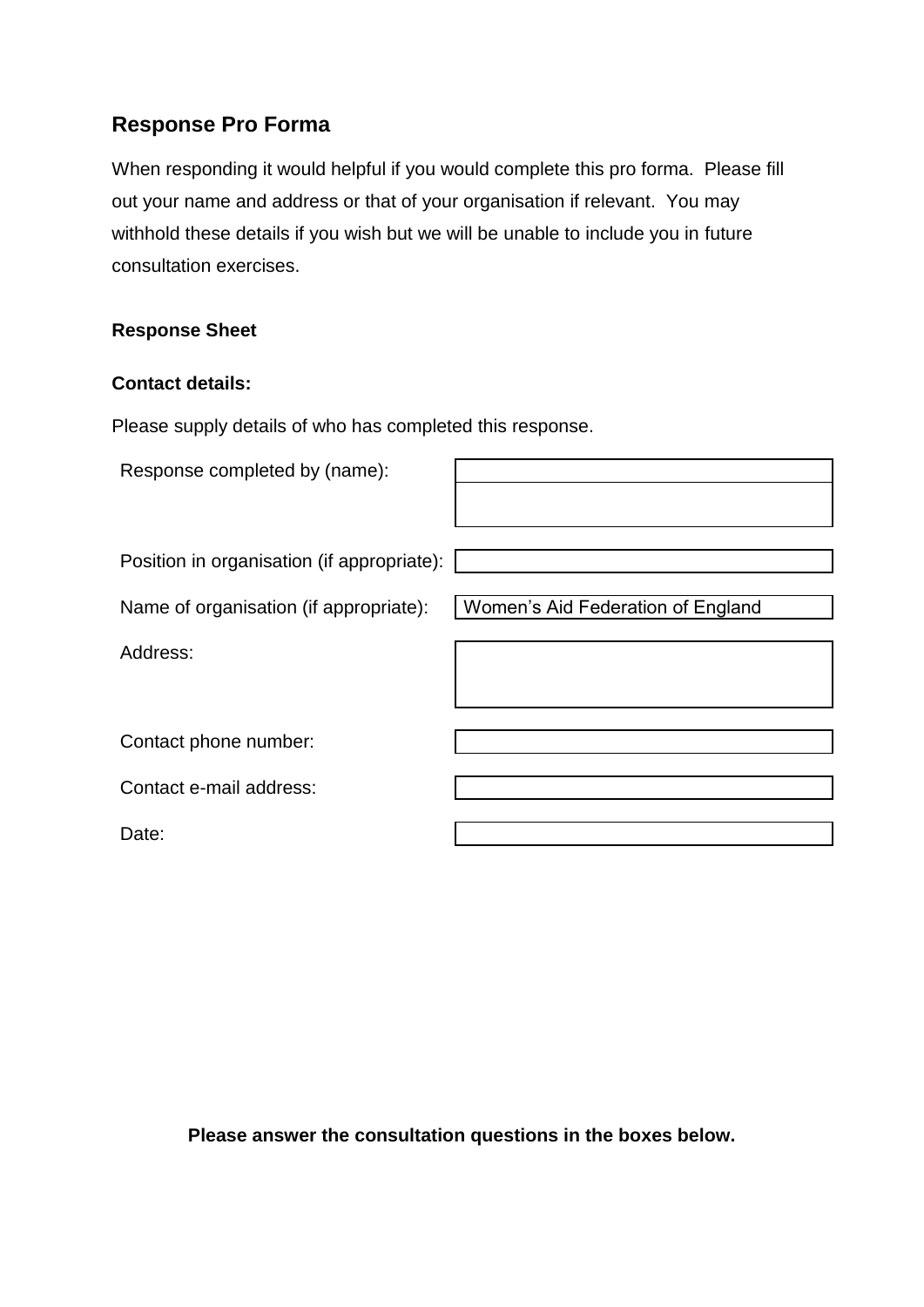## Response Pro Forma

When responding it would helpful if you would complete this pro forma. Please fill out your name and address or that of your organisation if relevant. You may withhold these details if you wish but we will be unable to include you in future consultation exercises.

**Response Sheet**

**Contact details:**

Please supply details of who has completed this response.

| | |
|---|---|
| Response completed by (name): | |
| Position in organisation (if appropriate): | |
| Name of organisation (if appropriate): | Women's Aid Federation of England |
| Address: | |
| Contact phone number: | |
| Contact e-mail address: | |
| Date: | |

**Please answer the consultation questions in the boxes below.**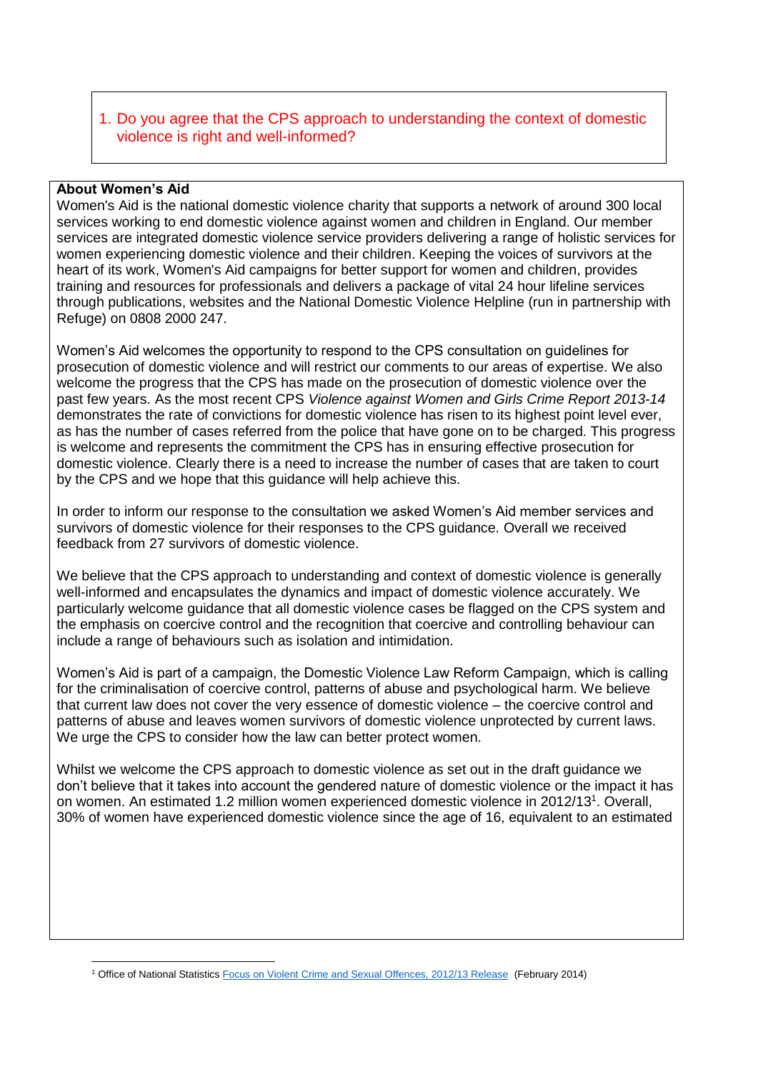1. Do you agree that the CPS approach to understanding the context of domestic violence is right and well-informed?

**About Women's Aid**

Women's Aid is the national domestic violence charity that supports a network of around 300 local services working to end domestic violence against women and children in England. Our member services are integrated domestic violence service providers delivering a range of holistic services for women experiencing domestic violence and their children. Keeping the voices of survivors at the heart of its work, Women's Aid campaigns for better support for women and children, provides training and resources for professionals and delivers a package of vital 24 hour lifeline services through publications, websites and the National Domestic Violence Helpline (run in partnership with Refuge) on 0808 2000 247.

Women's Aid welcomes the opportunity to respond to the CPS consultation on guidelines for prosecution of domestic violence and will restrict our comments to our areas of expertise. We also welcome the progress that the CPS has made on the prosecution of domestic violence over the past few years. As the most recent CPS *Violence against Women and Girls Crime Report 2013-14* demonstrates the rate of convictions for domestic violence has risen to its highest point level ever, as has the number of cases referred from the police that have gone on to be charged. This progress is welcome and represents the commitment the CPS has in ensuring effective prosecution for domestic violence. Clearly there is a need to increase the number of cases that are taken to court by the CPS and we hope that this guidance will help achieve this.

In order to inform our response to the consultation we asked Women's Aid member services and survivors of domestic violence for their responses to the CPS guidance. Overall we received feedback from 27 survivors of domestic violence.

We believe that the CPS approach to understanding and context of domestic violence is generally well-informed and encapsulates the dynamics and impact of domestic violence accurately. We particularly welcome guidance that all domestic violence cases be flagged on the CPS system and the emphasis on coercive control and the recognition that coercive and controlling behaviour can include a range of behaviours such as isolation and intimidation.

Women's Aid is part of a campaign, the Domestic Violence Law Reform Campaign, which is calling for the criminalisation of coercive control, patterns of abuse and psychological harm. We believe that current law does not cover the very essence of domestic violence – the coercive control and patterns of abuse and leaves women survivors of domestic violence unprotected by current laws. We urge the CPS to consider how the law can better protect women.

Whilst we welcome the CPS approach to domestic violence as set out in the draft guidance we don't believe that it takes into account the gendered nature of domestic violence or the impact it has on women. An estimated 1.2 million women experienced domestic violence in 2012/13[1]. Overall, 30% of women have experienced domestic violence since the age of 16, equivalent to an estimated

[1] Office of National Statistics [Focus on Violent Crime and Sexual Offences, 2012/13 Release] (February 2014)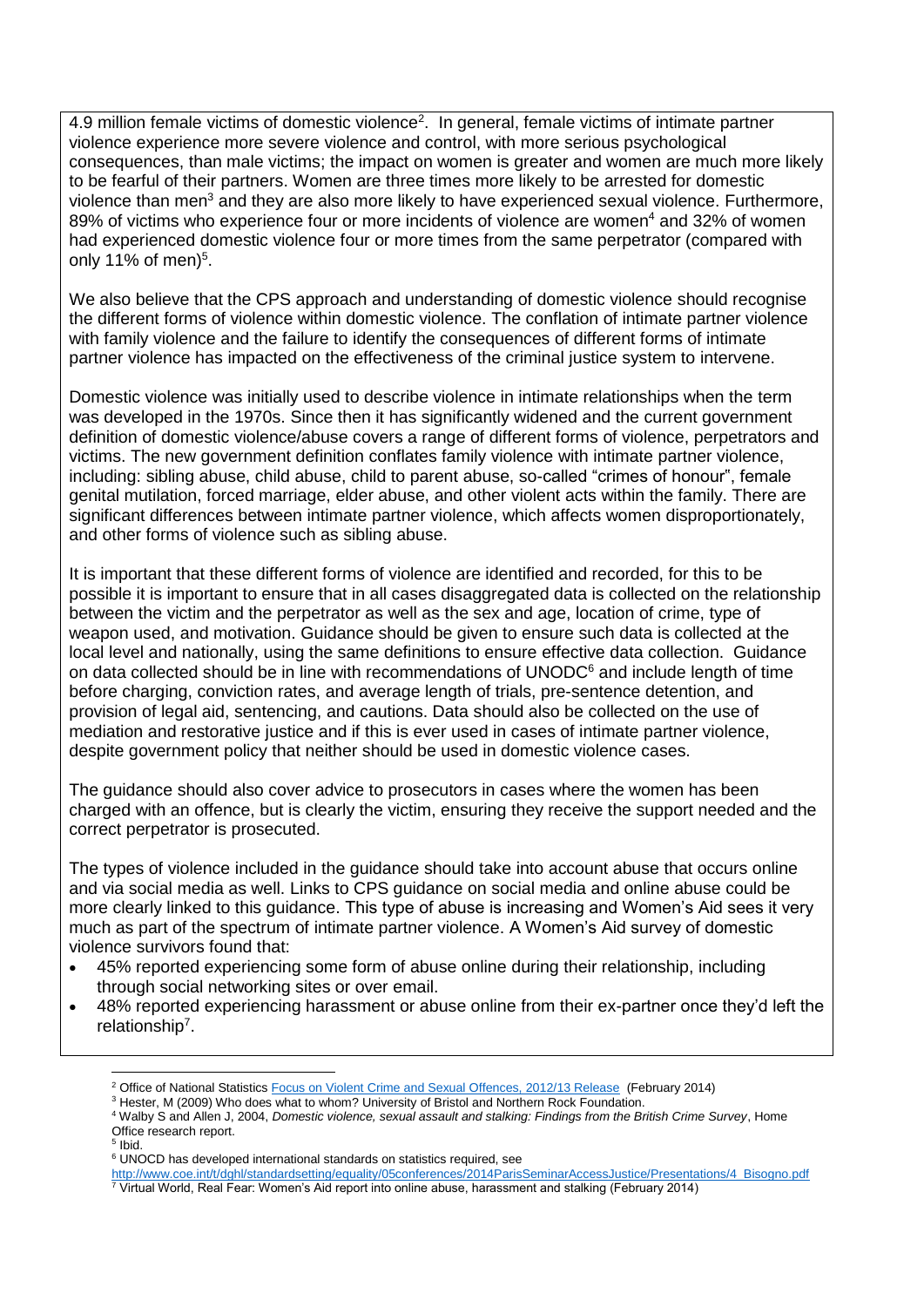4.9 million female victims of domestic violence[2]. In general, female victims of intimate partner violence experience more severe violence and control, with more serious psychological consequences, than male victims; the impact on women is greater and women are much more likely to be fearful of their partners. Women are three times more likely to be arrested for domestic violence than men[3] and they are also more likely to have experienced sexual violence. Furthermore, 89% of victims who experience four or more incidents of violence are women[4] and 32% of women had experienced domestic violence four or more times from the same perpetrator (compared with only 11% of men)[5].

We also believe that the CPS approach and understanding of domestic violence should recognise the different forms of violence within domestic violence. The conflation of intimate partner violence with family violence and the failure to identify the consequences of different forms of intimate partner violence has impacted on the effectiveness of the criminal justice system to intervene.

Domestic violence was initially used to describe violence in intimate relationships when the term was developed in the 1970s. Since then it has significantly widened and the current government definition of domestic violence/abuse covers a range of different forms of violence, perpetrators and victims. The new government definition conflates family violence with intimate partner violence, including: sibling abuse, child abuse, child to parent abuse, so-called "crimes of honour", female genital mutilation, forced marriage, elder abuse, and other violent acts within the family. There are significant differences between intimate partner violence, which affects women disproportionately, and other forms of violence such as sibling abuse.

It is important that these different forms of violence are identified and recorded, for this to be possible it is important to ensure that in all cases disaggregated data is collected on the relationship between the victim and the perpetrator as well as the sex and age, location of crime, type of weapon used, and motivation. Guidance should be given to ensure such data is collected at the local level and nationally, using the same definitions to ensure effective data collection. Guidance on data collected should be in line with recommendations of UNODC[6] and include length of time before charging, conviction rates, and average length of trials, pre-sentence detention, and provision of legal aid, sentencing, and cautions. Data should also be collected on the use of mediation and restorative justice and if this is ever used in cases of intimate partner violence, despite government policy that neither should be used in domestic violence cases.

The guidance should also cover advice to prosecutors in cases where the women has been charged with an offence, but is clearly the victim, ensuring they receive the support needed and the correct perpetrator is prosecuted.

The types of violence included in the guidance should take into account abuse that occurs online and via social media as well. Links to CPS guidance on social media and online abuse could be more clearly linked to this guidance. This type of abuse is increasing and Women's Aid sees it very much as part of the spectrum of intimate partner violence. A Women's Aid survey of domestic violence survivors found that:

- 45% reported experiencing some form of abuse online during their relationship, including through social networking sites or over email.
- 48% reported experiencing harassment or abuse online from their ex-partner once they'd left the relationship[7].

---

[2] Office of National Statistics Focus on Violent Crime and Sexual Offences, 2012/13 Release (February 2014)

[3] Hester, M (2009) Who does what to whom? University of Bristol and Northern Rock Foundation.

[4] Walby S and Allen J, 2004, *Domestic violence, sexual assault and stalking: Findings from the British Crime Survey*, Home Office research report.

[5] Ibid.

[6] UNOCD has developed international standards on statistics required, see http://www.coe.int/t/dghl/standardsetting/equality/05conferences/2014ParisSeminarAccessJustice/Presentations/4_Bisogno.pdf

[7] Virtual World, Real Fear: Women's Aid report into online abuse, harassment and stalking (February 2014)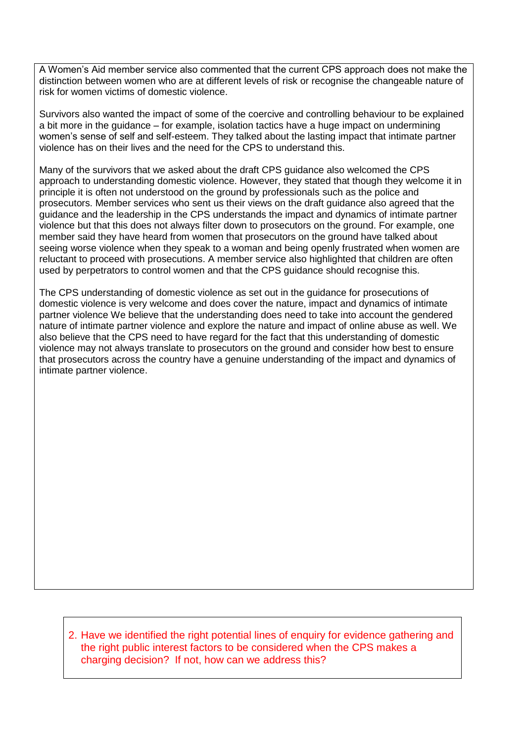A Women's Aid member service also commented that the current CPS approach does not make the distinction between women who are at different levels of risk or recognise the changeable nature of risk for women victims of domestic violence.

Survivors also wanted the impact of some of the coercive and controlling behaviour to be explained a bit more in the guidance – for example, isolation tactics have a huge impact on undermining women's sense of self and self-esteem. They talked about the lasting impact that intimate partner violence has on their lives and the need for the CPS to understand this.

Many of the survivors that we asked about the draft CPS guidance also welcomed the CPS approach to understanding domestic violence. However, they stated that though they welcome it in principle it is often not understood on the ground by professionals such as the police and prosecutors. Member services who sent us their views on the draft guidance also agreed that the guidance and the leadership in the CPS understands the impact and dynamics of intimate partner violence but that this does not always filter down to prosecutors on the ground. For example, one member said they have heard from women that prosecutors on the ground have talked about seeing worse violence when they speak to a woman and being openly frustrated when women are reluctant to proceed with prosecutions. A member service also highlighted that children are often used by perpetrators to control women and that the CPS guidance should recognise this.

The CPS understanding of domestic violence as set out in the guidance for prosecutions of domestic violence is very welcome and does cover the nature, impact and dynamics of intimate partner violence We believe that the understanding does need to take into account the gendered nature of intimate partner violence and explore the nature and impact of online abuse as well. We also believe that the CPS need to have regard for the fact that this understanding of domestic violence may not always translate to prosecutors on the ground and consider how best to ensure that prosecutors across the country have a genuine understanding of the impact and dynamics of intimate partner violence.

2. Have we identified the right potential lines of enquiry for evidence gathering and the right public interest factors to be considered when the CPS makes a charging decision? If not, how can we address this?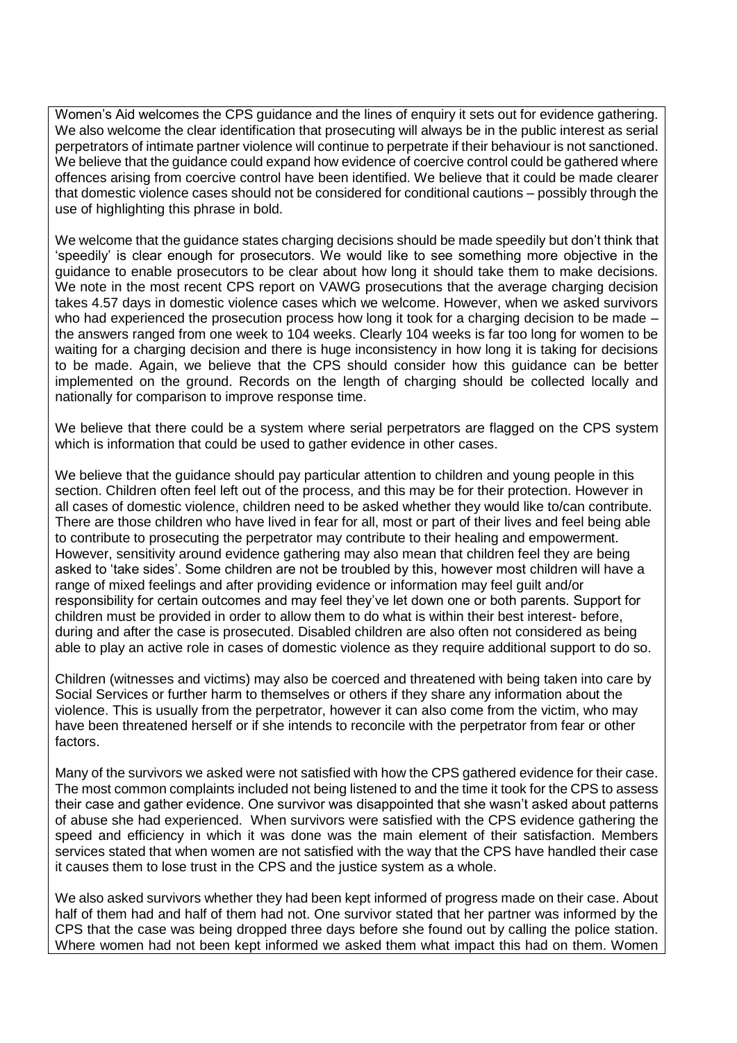Women's Aid welcomes the CPS guidance and the lines of enquiry it sets out for evidence gathering. We also welcome the clear identification that prosecuting will always be in the public interest as serial perpetrators of intimate partner violence will continue to perpetrate if their behaviour is not sanctioned. We believe that the guidance could expand how evidence of coercive control could be gathered where offences arising from coercive control have been identified. We believe that it could be made clearer that domestic violence cases should not be considered for conditional cautions – possibly through the use of highlighting this phrase in bold.

We welcome that the guidance states charging decisions should be made speedily but don't think that 'speedily' is clear enough for prosecutors. We would like to see something more objective in the guidance to enable prosecutors to be clear about how long it should take them to make decisions. We note in the most recent CPS report on VAWG prosecutions that the average charging decision takes 4.57 days in domestic violence cases which we welcome. However, when we asked survivors who had experienced the prosecution process how long it took for a charging decision to be made – the answers ranged from one week to 104 weeks. Clearly 104 weeks is far too long for women to be waiting for a charging decision and there is huge inconsistency in how long it is taking for decisions to be made. Again, we believe that the CPS should consider how this guidance can be better implemented on the ground. Records on the length of charging should be collected locally and nationally for comparison to improve response time.

We believe that there could be a system where serial perpetrators are flagged on the CPS system which is information that could be used to gather evidence in other cases.

We believe that the guidance should pay particular attention to children and young people in this section. Children often feel left out of the process, and this may be for their protection. However in all cases of domestic violence, children need to be asked whether they would like to/can contribute. There are those children who have lived in fear for all, most or part of their lives and feel being able to contribute to prosecuting the perpetrator may contribute to their healing and empowerment. However, sensitivity around evidence gathering may also mean that children feel they are being asked to 'take sides'. Some children are not be troubled by this, however most children will have a range of mixed feelings and after providing evidence or information may feel guilt and/or responsibility for certain outcomes and may feel they've let down one or both parents. Support for children must be provided in order to allow them to do what is within their best interest- before, during and after the case is prosecuted. Disabled children are also often not considered as being able to play an active role in cases of domestic violence as they require additional support to do so.

Children (witnesses and victims) may also be coerced and threatened with being taken into care by Social Services or further harm to themselves or others if they share any information about the violence. This is usually from the perpetrator, however it can also come from the victim, who may have been threatened herself or if she intends to reconcile with the perpetrator from fear or other factors.

Many of the survivors we asked were not satisfied with how the CPS gathered evidence for their case. The most common complaints included not being listened to and the time it took for the CPS to assess their case and gather evidence. One survivor was disappointed that she wasn't asked about patterns of abuse she had experienced. When survivors were satisfied with the CPS evidence gathering the speed and efficiency in which it was done was the main element of their satisfaction. Members services stated that when women are not satisfied with the way that the CPS have handled their case it causes them to lose trust in the CPS and the justice system as a whole.

We also asked survivors whether they had been kept informed of progress made on their case. About half of them had and half of them had not. One survivor stated that her partner was informed by the CPS that the case was being dropped three days before she found out by calling the police station. Where women had not been kept informed we asked them what impact this had on them. Women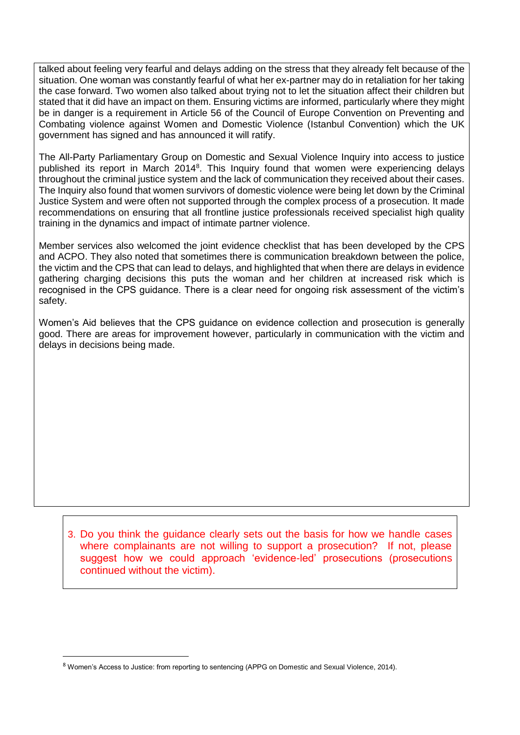talked about feeling very fearful and delays adding on the stress that they already felt because of the situation. One woman was constantly fearful of what her ex-partner may do in retaliation for her taking the case forward. Two women also talked about trying not to let the situation affect their children but stated that it did have an impact on them. Ensuring victims are informed, particularly where they might be in danger is a requirement in Article 56 of the Council of Europe Convention on Preventing and Combating violence against Women and Domestic Violence (Istanbul Convention) which the UK government has signed and has announced it will ratify.

The All-Party Parliamentary Group on Domestic and Sexual Violence Inquiry into access to justice published its report in March 2014[8]. This Inquiry found that women were experiencing delays throughout the criminal justice system and the lack of communication they received about their cases. The Inquiry also found that women survivors of domestic violence were being let down by the Criminal Justice System and were often not supported through the complex process of a prosecution. It made recommendations on ensuring that all frontline justice professionals received specialist high quality training in the dynamics and impact of intimate partner violence.

Member services also welcomed the joint evidence checklist that has been developed by the CPS and ACPO. They also noted that sometimes there is communication breakdown between the police, the victim and the CPS that can lead to delays, and highlighted that when there are delays in evidence gathering charging decisions this puts the woman and her children at increased risk which is recognised in the CPS guidance. There is a clear need for ongoing risk assessment of the victim's safety.

Women's Aid believes that the CPS guidance on evidence collection and prosecution is generally good. There are areas for improvement however, particularly in communication with the victim and delays in decisions being made.

3. Do you think the guidance clearly sets out the basis for how we handle cases where complainants are not willing to support a prosecution? If not, please suggest how we could approach 'evidence-led' prosecutions (prosecutions continued without the victim).

[8] Women's Access to Justice: from reporting to sentencing (APPG on Domestic and Sexual Violence, 2014).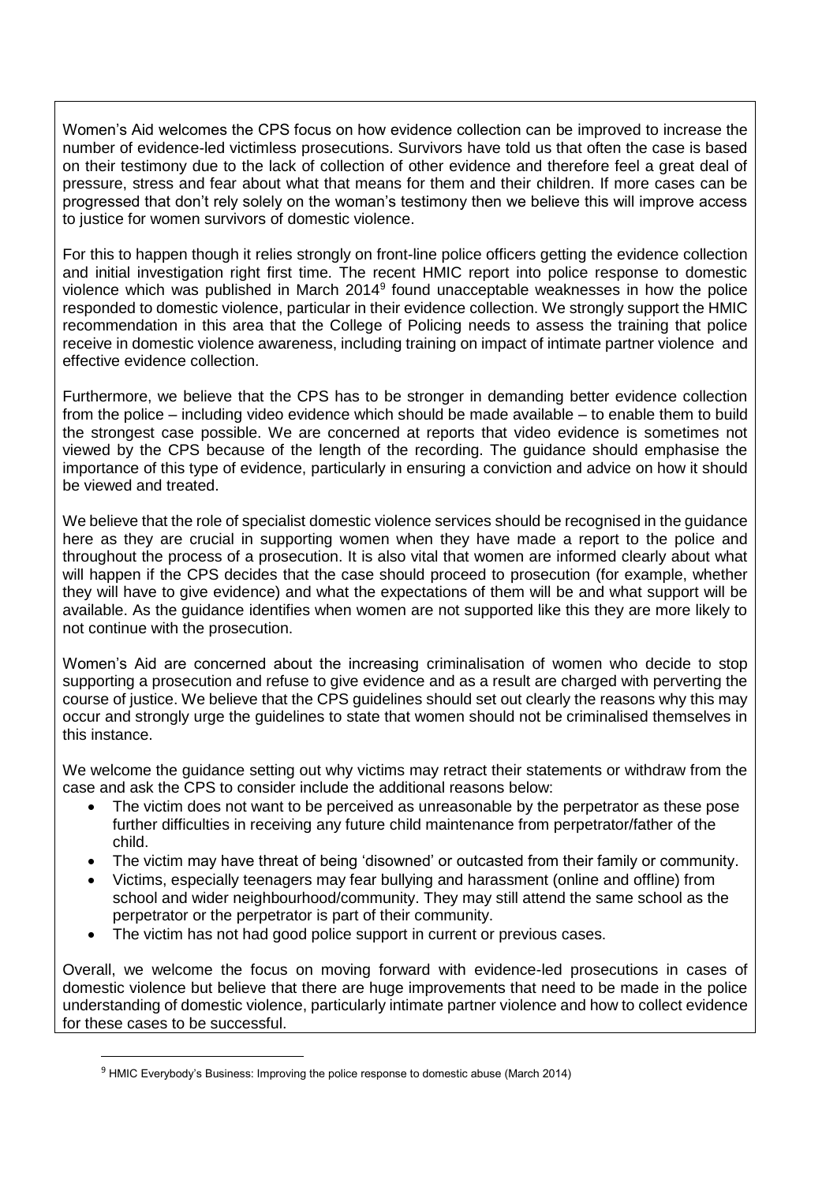Women's Aid welcomes the CPS focus on how evidence collection can be improved to increase the number of evidence-led victimless prosecutions. Survivors have told us that often the case is based on their testimony due to the lack of collection of other evidence and therefore feel a great deal of pressure, stress and fear about what that means for them and their children. If more cases can be progressed that don't rely solely on the woman's testimony then we believe this will improve access to justice for women survivors of domestic violence.

For this to happen though it relies strongly on front-line police officers getting the evidence collection and initial investigation right first time. The recent HMIC report into police response to domestic violence which was published in March 2014[9] found unacceptable weaknesses in how the police responded to domestic violence, particular in their evidence collection. We strongly support the HMIC recommendation in this area that the College of Policing needs to assess the training that police receive in domestic violence awareness, including training on impact of intimate partner violence and effective evidence collection.

Furthermore, we believe that the CPS has to be stronger in demanding better evidence collection from the police – including video evidence which should be made available – to enable them to build the strongest case possible. We are concerned at reports that video evidence is sometimes not viewed by the CPS because of the length of the recording. The guidance should emphasise the importance of this type of evidence, particularly in ensuring a conviction and advice on how it should be viewed and treated.

We believe that the role of specialist domestic violence services should be recognised in the guidance here as they are crucial in supporting women when they have made a report to the police and throughout the process of a prosecution. It is also vital that women are informed clearly about what will happen if the CPS decides that the case should proceed to prosecution (for example, whether they will have to give evidence) and what the expectations of them will be and what support will be available. As the guidance identifies when women are not supported like this they are more likely to not continue with the prosecution.

Women's Aid are concerned about the increasing criminalisation of women who decide to stop supporting a prosecution and refuse to give evidence and as a result are charged with perverting the course of justice. We believe that the CPS guidelines should set out clearly the reasons why this may occur and strongly urge the guidelines to state that women should not be criminalised themselves in this instance.

We welcome the guidance setting out why victims may retract their statements or withdraw from the case and ask the CPS to consider include the additional reasons below:

- The victim does not want to be perceived as unreasonable by the perpetrator as these pose further difficulties in receiving any future child maintenance from perpetrator/father of the child.
- The victim may have threat of being 'disowned' or outcasted from their family or community.
- Victims, especially teenagers may fear bullying and harassment (online and offline) from school and wider neighbourhood/community. They may still attend the same school as the perpetrator or the perpetrator is part of their community.
- The victim has not had good police support in current or previous cases.

Overall, we welcome the focus on moving forward with evidence-led prosecutions in cases of domestic violence but believe that there are huge improvements that need to be made in the police understanding of domestic violence, particularly intimate partner violence and how to collect evidence for these cases to be successful.

[9] HMIC Everybody's Business: Improving the police response to domestic abuse (March 2014)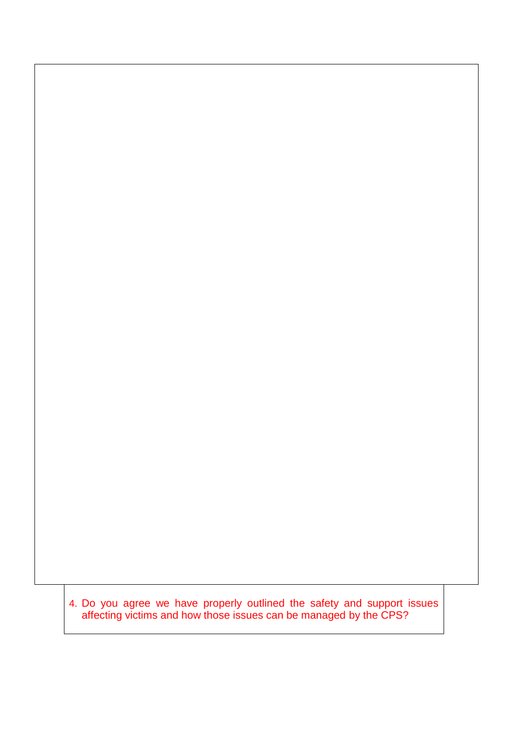4. Do you agree we have properly outlined the safety and support issues affecting victims and how those issues can be managed by the CPS?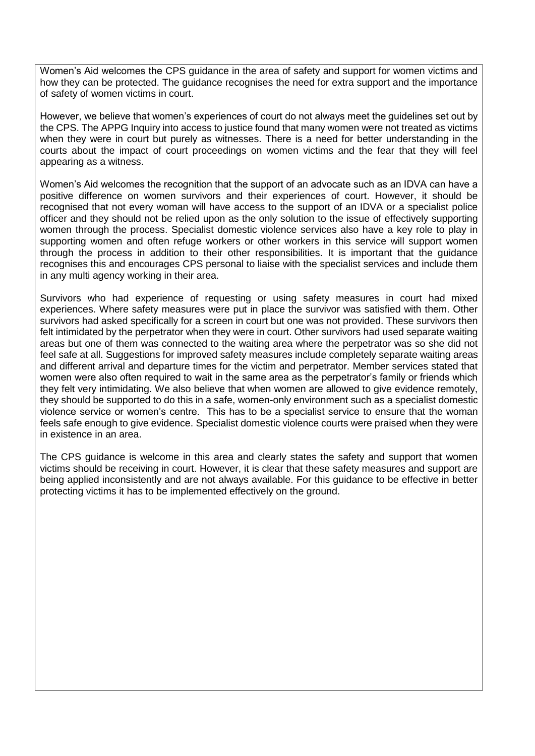Women's Aid welcomes the CPS guidance in the area of safety and support for women victims and how they can be protected. The guidance recognises the need for extra support and the importance of safety of women victims in court.

However, we believe that women's experiences of court do not always meet the guidelines set out by the CPS. The APPG Inquiry into access to justice found that many women were not treated as victims when they were in court but purely as witnesses. There is a need for better understanding in the courts about the impact of court proceedings on women victims and the fear that they will feel appearing as a witness.

Women's Aid welcomes the recognition that the support of an advocate such as an IDVA can have a positive difference on women survivors and their experiences of court. However, it should be recognised that not every woman will have access to the support of an IDVA or a specialist police officer and they should not be relied upon as the only solution to the issue of effectively supporting women through the process. Specialist domestic violence services also have a key role to play in supporting women and often refuge workers or other workers in this service will support women through the process in addition to their other responsibilities. It is important that the guidance recognises this and encourages CPS personal to liaise with the specialist services and include them in any multi agency working in their area.

Survivors who had experience of requesting or using safety measures in court had mixed experiences. Where safety measures were put in place the survivor was satisfied with them. Other survivors had asked specifically for a screen in court but one was not provided. These survivors then felt intimidated by the perpetrator when they were in court. Other survivors had used separate waiting areas but one of them was connected to the waiting area where the perpetrator was so she did not feel safe at all. Suggestions for improved safety measures include completely separate waiting areas and different arrival and departure times for the victim and perpetrator. Member services stated that women were also often required to wait in the same area as the perpetrator's family or friends which they felt very intimidating. We also believe that when women are allowed to give evidence remotely, they should be supported to do this in a safe, women-only environment such as a specialist domestic violence service or women's centre. This has to be a specialist service to ensure that the woman feels safe enough to give evidence. Specialist domestic violence courts were praised when they were in existence in an area.

The CPS guidance is welcome in this area and clearly states the safety and support that women victims should be receiving in court. However, it is clear that these safety measures and support are being applied inconsistently and are not always available. For this guidance to be effective in better protecting victims it has to be implemented effectively on the ground.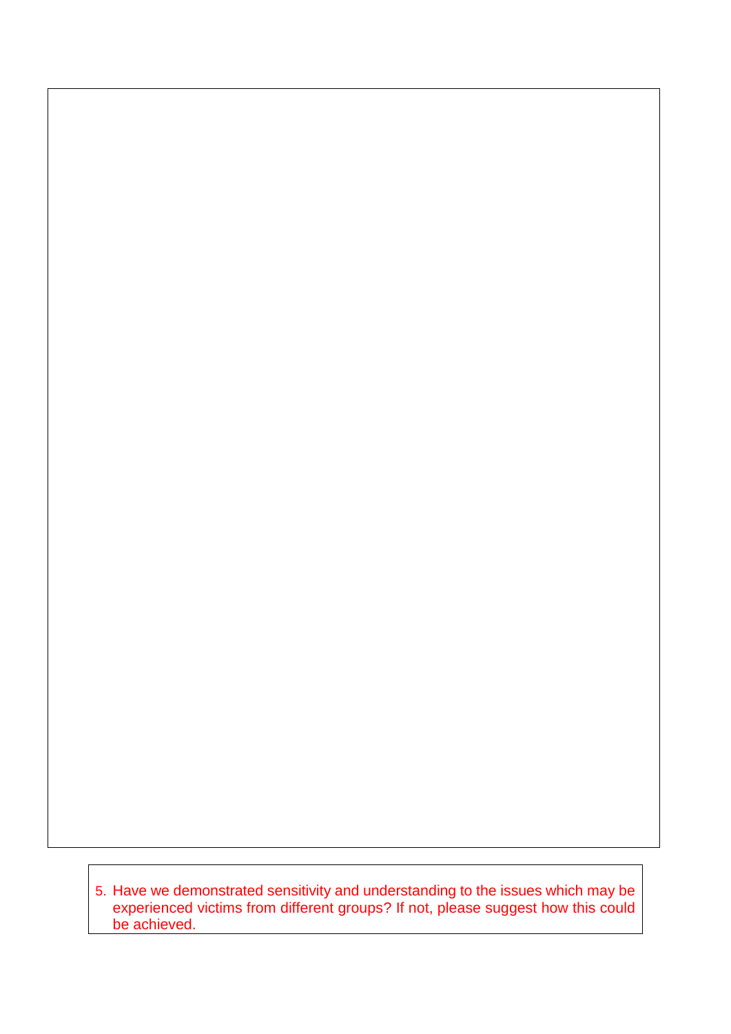5. Have we demonstrated sensitivity and understanding to the issues which may be experienced victims from different groups? If not, please suggest how this could be achieved.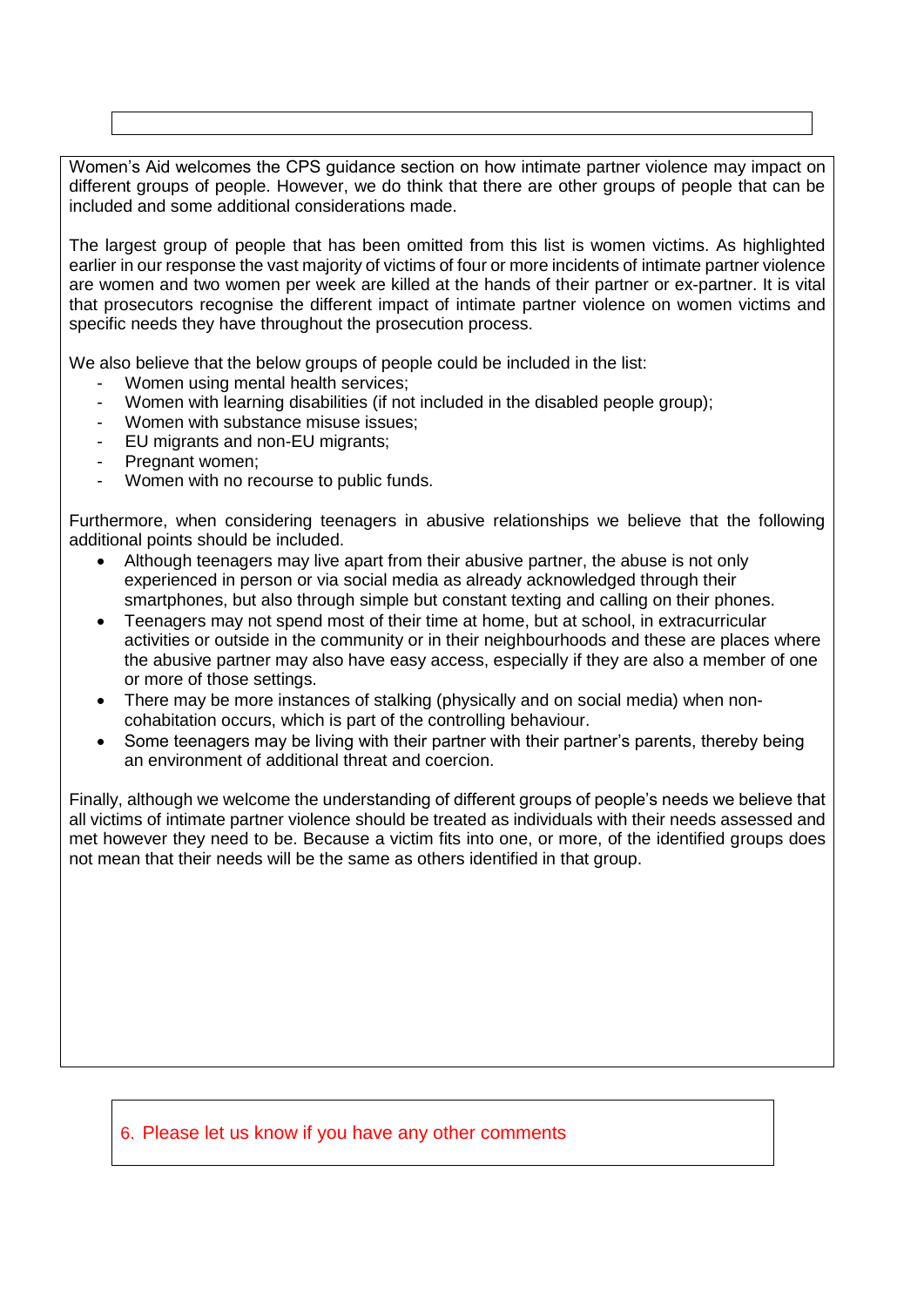Women's Aid welcomes the CPS guidance section on how intimate partner violence may impact on different groups of people. However, we do think that there are other groups of people that can be included and some additional considerations made.

The largest group of people that has been omitted from this list is women victims. As highlighted earlier in our response the vast majority of victims of four or more incidents of intimate partner violence are women and two women per week are killed at the hands of their partner or ex-partner. It is vital that prosecutors recognise the different impact of intimate partner violence on women victims and specific needs they have throughout the prosecution process.

We also believe that the below groups of people could be included in the list:

- Women using mental health services;
- Women with learning disabilities (if not included in the disabled people group);
- Women with substance misuse issues;
- EU migrants and non-EU migrants;
- Pregnant women;
- Women with no recourse to public funds.

Furthermore, when considering teenagers in abusive relationships we believe that the following additional points should be included.

- Although teenagers may live apart from their abusive partner, the abuse is not only experienced in person or via social media as already acknowledged through their smartphones, but also through simple but constant texting and calling on their phones.
- Teenagers may not spend most of their time at home, but at school, in extracurricular activities or outside in the community or in their neighbourhoods and these are places where the abusive partner may also have easy access, especially if they are also a member of one or more of those settings.
- There may be more instances of stalking (physically and on social media) when non-cohabitation occurs, which is part of the controlling behaviour.
- Some teenagers may be living with their partner with their partner's parents, thereby being an environment of additional threat and coercion.

Finally, although we welcome the understanding of different groups of people's needs we believe that all victims of intimate partner violence should be treated as individuals with their needs assessed and met however they need to be. Because a victim fits into one, or more, of the identified groups does not mean that their needs will be the same as others identified in that group.

6. Please let us know if you have any other comments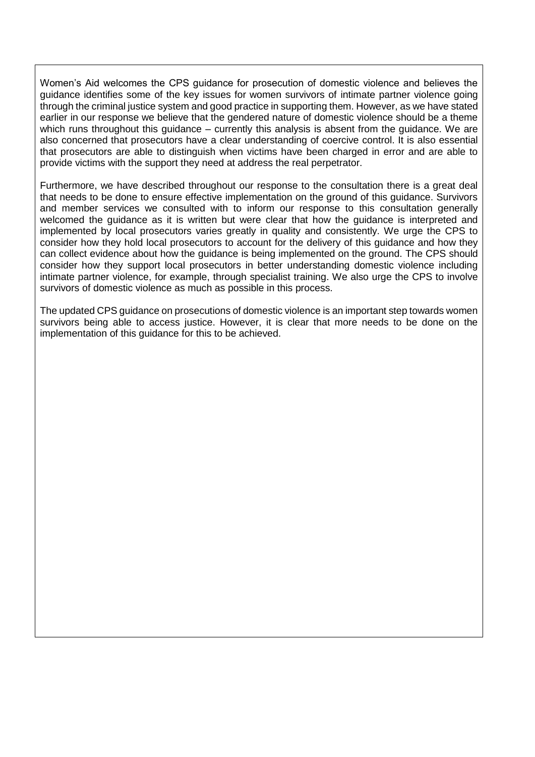Women's Aid welcomes the CPS guidance for prosecution of domestic violence and believes the guidance identifies some of the key issues for women survivors of intimate partner violence going through the criminal justice system and good practice in supporting them. However, as we have stated earlier in our response we believe that the gendered nature of domestic violence should be a theme which runs throughout this guidance – currently this analysis is absent from the guidance. We are also concerned that prosecutors have a clear understanding of coercive control. It is also essential that prosecutors are able to distinguish when victims have been charged in error and are able to provide victims with the support they need at address the real perpetrator.

Furthermore, we have described throughout our response to the consultation there is a great deal that needs to be done to ensure effective implementation on the ground of this guidance. Survivors and member services we consulted with to inform our response to this consultation generally welcomed the guidance as it is written but were clear that how the guidance is interpreted and implemented by local prosecutors varies greatly in quality and consistently. We urge the CPS to consider how they hold local prosecutors to account for the delivery of this guidance and how they can collect evidence about how the guidance is being implemented on the ground. The CPS should consider how they support local prosecutors in better understanding domestic violence including intimate partner violence, for example, through specialist training. We also urge the CPS to involve survivors of domestic violence as much as possible in this process.

The updated CPS guidance on prosecutions of domestic violence is an important step towards women survivors being able to access justice. However, it is clear that more needs to be done on the implementation of this guidance for this to be achieved.